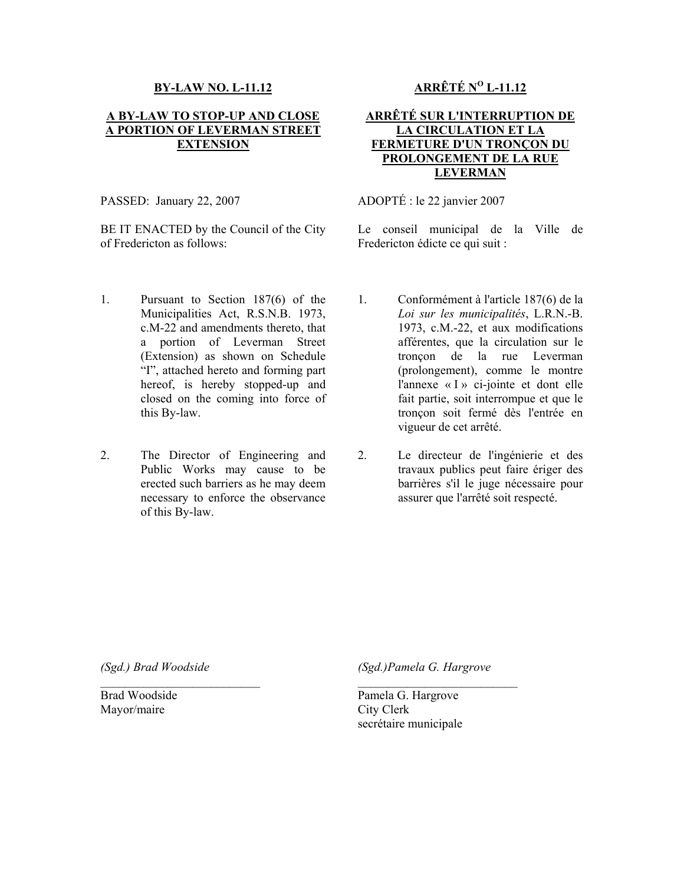**BY-LAW NO. L-11.12**

**A BY-LAW TO STOP-UP AND CLOSE A PORTION OF LEVERMAN STREET EXTENSION**

PASSED: January 22, 2007

BE IT ENACTED by the Council of the City of Fredericton as follows:

1. Pursuant to Section 187(6) of the Municipalities Act, R.S.N.B. 1973, c.M-22 and amendments thereto, that a portion of Leverman Street (Extension) as shown on Schedule "I", attached hereto and forming part hereof, is hereby stopped-up and closed on the coming into force of this By-law.

2. The Director of Engineering and Public Works may cause to be erected such barriers as he may deem necessary to enforce the observance of this By-law.

**ARRÊTÉ N[O] L-11.12**

**ARRÊTÉ SUR L'INTERRUPTION DE LA CIRCULATION ET LA FERMETURE D'UN TRONÇON DU PROLONGEMENT DE LA RUE LEVERMAN**

ADOPTÉ : le 22 janvier 2007

Le conseil municipal de la Ville de Fredericton édicte ce qui suit :

1. Conformément à l'article 187(6) de la *Loi sur les municipalités*, L.R.N.-B. 1973, c.M.-22, et aux modifications afférentes, que la circulation sur le tronçon de la rue Leverman (prolongement), comme le montre l'annexe « I » ci-jointe et dont elle fait partie, soit interrompue et que le tronçon soit fermé dès l'entrée en vigueur de cet arrêté.

2. Le directeur de l'ingénierie et des travaux publics peut faire ériger des barrières s'il le juge nécessaire pour assurer que l'arrêté soit respecté.

*(Sgd.) Brad Woodside*

Brad Woodside
Mayor/maire

*(Sgd.)Pamela G. Hargrove*

Pamela G. Hargrove
City Clerk
secrétaire municipale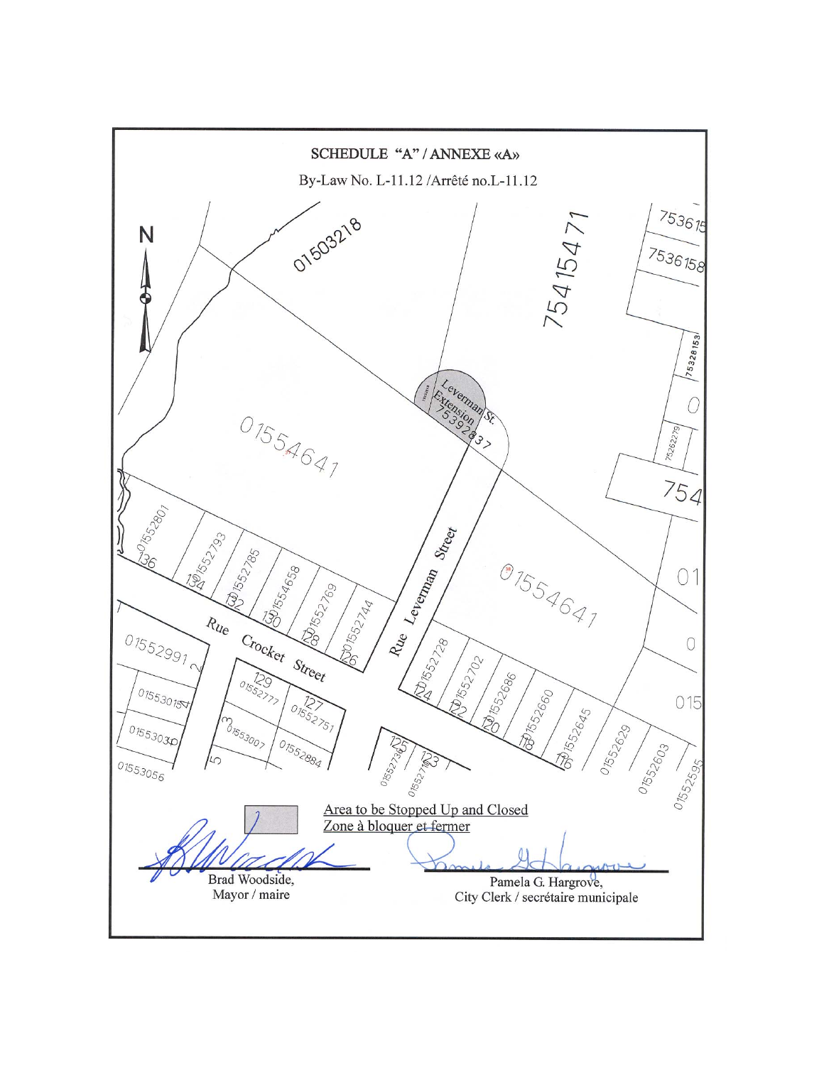# SCHEDULE "A" / ANNEXE «A»

By-Law No. L-11.12 /Arrêté no.L-11.12

N

01503218

75415471

7536158

75328153

75262279

754

01554641

Leverman St. Extension 75392837

Rue Leverman Street

Rue Crocket Street

01552801 136

01552793 134

01552785 132

01554658 130

01552769 128

01552744 126

01552728 124

01552702 122

01552686 120

01552660 118

01552645 116

01552629

01552603

01552595

01552991 2

01553015 4

01553030 6

01553056

129 01552777

127 01552751

3 01553007

01552884

5

125 01552736

123 01552710

Area to be Stopped Up and Closed
Zone à bloquer et fermer

Brad Woodside,
Mayor / maire

Pamela G. Hargrove,
City Clerk / secrétaire municipale